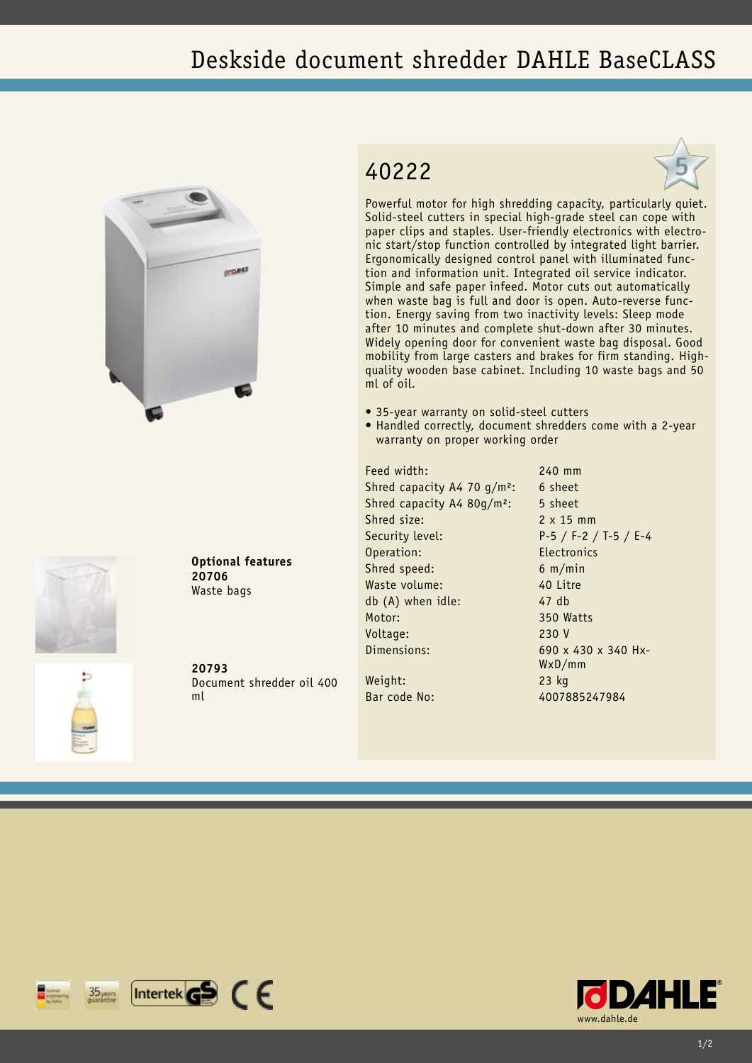# Deskside document shredder DAHLE BaseCLASS

## 40222

Powerful motor for high shredding capacity, particularly quiet. Solid-steel cutters in special high-grade steel can cope with paper clips and staples. User-friendly electronics with electronic start/stop function controlled by integrated light barrier. Ergonomically designed control panel with illuminated function and information unit. Integrated oil service indicator. Simple and safe paper infeed. Motor cuts out automatically when waste bag is full and door is open. Auto-reverse function. Energy saving from two inactivity levels: Sleep mode after 10 minutes and complete shut-down after 30 minutes. Widely opening door for convenient waste bag disposal. Good mobility from large casters and brakes for firm standing. High-quality wooden base cabinet. Including 10 waste bags and 50 ml of oil.

- 35-year warranty on solid-steel cutters
- Handled correctly, document shredders come with a 2-year warranty on proper working order

| | |
|---|---|
| Feed width: | 240 mm |
| Shred capacity A4 70 g/m²: | 6 sheet |
| Shred capacity A4 80g/m²: | 5 sheet |
| Shred size: | 2 x 15 mm |
| Security level: | P-5 / F-2 / T-5 / E-4 |
| Operation: | Electronics |
| Shred speed: | 6 m/min |
| Waste volume: | 40 Litre |
| db (A) when idle: | 47 db |
| Motor: | 350 Watts |
| Voltage: | 230 V |
| Dimensions: | 690 x 430 x 340 HxWxD/mm |
| Weight: | 23 kg |
| Bar code No: | 4007885247984 |

**Optional features**

**20706**
Waste bags

**20793**
Document shredder oil 400 ml

www.dahle.de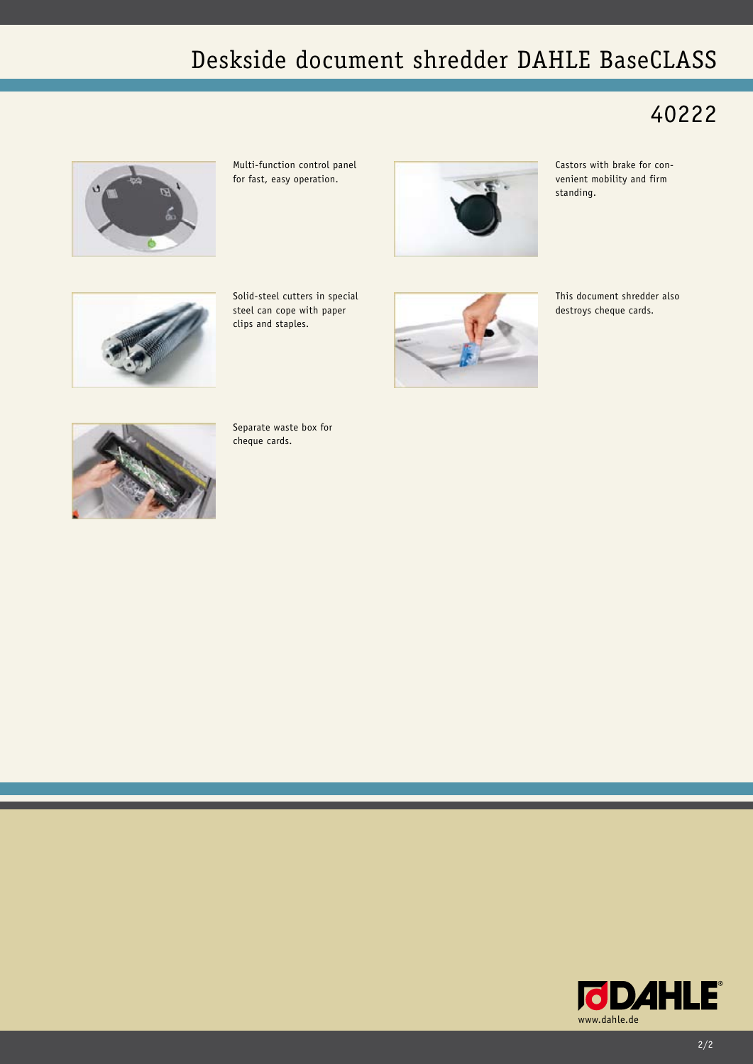# Deskside document shredder DAHLE BaseCLASS

## 40222

Multi-function control panel for fast, easy operation.

Castors with brake for convenient mobility and firm standing.

Solid-steel cutters in special steel can cope with paper clips and staples.

This document shredder also destroys cheque cards.

Separate waste box for cheque cards.

www.dahle.de